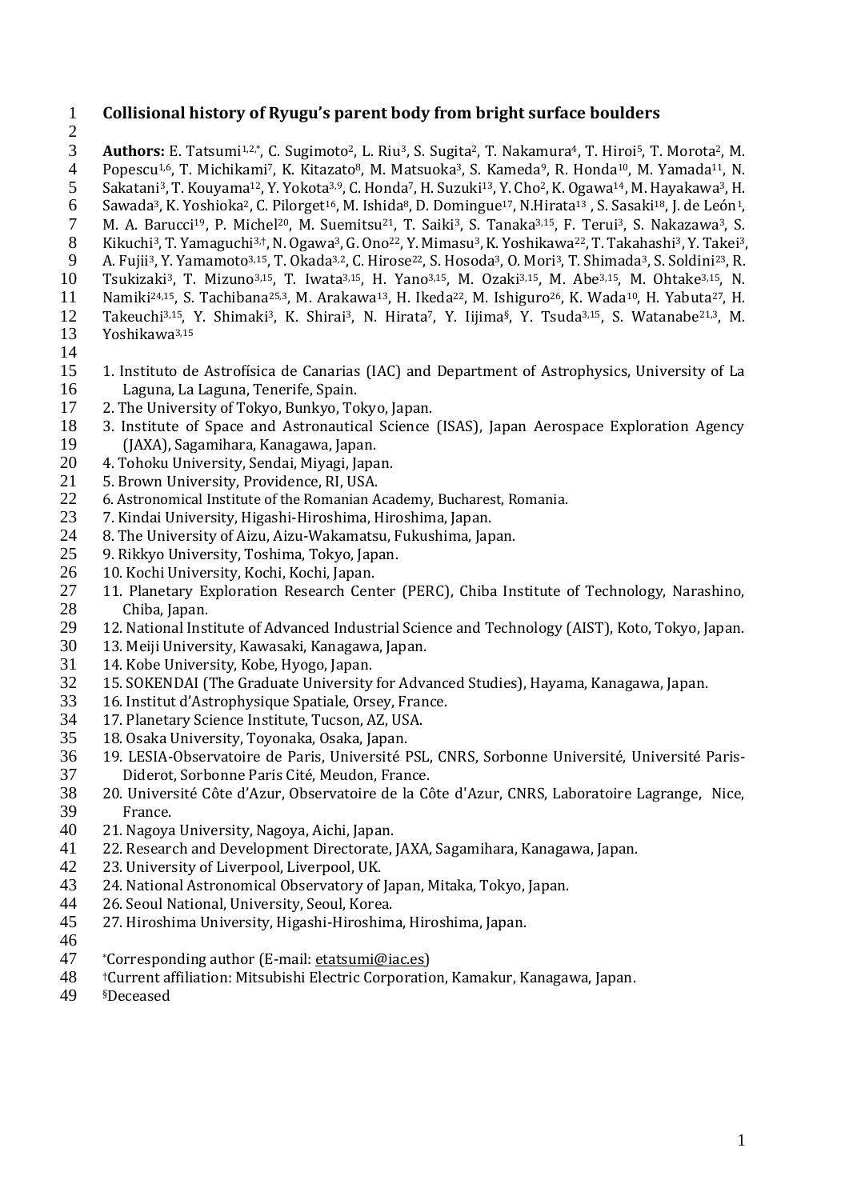# Collisional history of Ryugu's parent body from bright surface boulders

**Authors:** E. Tatsumi[1,2,*], C. Sugimoto[2], L. Riu[3], S. Sugita[2], T. Nakamura[4], T. Hiroi[5], T. Morota[2], M. Popescu[1,6], T. Michikami[7], K. Kitazato[8], M. Matsuoka[3], S. Kameda[9], R. Honda[10], M. Yamada[11], N. Sakatani[3], T. Kouyama[12], Y. Yokota[3,9], C. Honda[7], H. Suzuki[13], Y. Cho[2], K. Ogawa[14], M. Hayakawa[3], H. Sawada[3], K. Yoshioka[2], C. Pilorget[16], M. Ishida[8], D. Domingue[17], N.Hirata[13], S. Sasaki[18], J. de León[1], M. A. Barucci[19], P. Michel[20], M. Suemitsu[21], T. Saiki[3], S. Tanaka[3,15], F. Terui[3], S. Nakazawa[3], S. Kikuchi[3], T. Yamaguchi[3,†], N. Ogawa[3], G. Ono[22], Y. Mimasu[3], K. Yoshikawa[22], T. Takahashi[3], Y. Takei[3], A. Fujii[3], Y. Yamamoto[3,15], T. Okada[3,2], C. Hirose[22], S. Hosoda[3], O. Mori[3], T. Shimada[3], S. Soldini[23], R. Tsukizaki[3], T. Mizuno[3,15], T. Iwata[3,15], H. Yano[3,15], M. Ozaki[3,15], M. Abe[3,15], M. Ohtake[3,15], N. Namiki[24,15], S. Tachibana[25,3], M. Arakawa[13], H. Ikeda[22], M. Ishiguro[26], K. Wada[10], H. Yabuta[27], H. Takeuchi[3,15], Y. Shimaki[3], K. Shirai[3], N. Hirata[7], Y. Iijima[§], Y. Tsuda[3,15], S. Watanabe[21,3], M. Yoshikawa[3,15]

1. Instituto de Astrofísica de Canarias (IAC) and Department of Astrophysics, University of La Laguna, La Laguna, Tenerife, Spain.
2. The University of Tokyo, Bunkyo, Tokyo, Japan.
3. Institute of Space and Astronautical Science (ISAS), Japan Aerospace Exploration Agency (JAXA), Sagamihara, Kanagawa, Japan.
4. Tohoku University, Sendai, Miyagi, Japan.
5. Brown University, Providence, RI, USA.
6. Astronomical Institute of the Romanian Academy, Bucharest, Romania.
7. Kindai University, Higashi-Hiroshima, Hiroshima, Japan.
8. The University of Aizu, Aizu-Wakamatsu, Fukushima, Japan.
9. Rikkyo University, Toshima, Tokyo, Japan.
10. Kochi University, Kochi, Kochi, Japan.
11. Planetary Exploration Research Center (PERC), Chiba Institute of Technology, Narashino, Chiba, Japan.
12. National Institute of Advanced Industrial Science and Technology (AIST), Koto, Tokyo, Japan.
13. Meiji University, Kawasaki, Kanagawa, Japan.
14. Kobe University, Kobe, Hyogo, Japan.
15. SOKENDAI (The Graduate University for Advanced Studies), Hayama, Kanagawa, Japan.
16. Institut d'Astrophysique Spatiale, Orsey, France.
17. Planetary Science Institute, Tucson, AZ, USA.
18. Osaka University, Toyonaka, Osaka, Japan.
19. LESIA-Observatoire de Paris, Université PSL, CNRS, Sorbonne Université, Université Paris-Diderot, Sorbonne Paris Cité, Meudon, France.
20. Université Côte d'Azur, Observatoire de la Côte d'Azur, CNRS, Laboratoire Lagrange, Nice, France.
21. Nagoya University, Nagoya, Aichi, Japan.
22. Research and Development Directorate, JAXA, Sagamihara, Kanagawa, Japan.
23. University of Liverpool, Liverpool, UK.
24. National Astronomical Observatory of Japan, Mitaka, Tokyo, Japan.
26. Seoul National, University, Seoul, Korea.
27. Hiroshima University, Higashi-Hiroshima, Hiroshima, Japan.

[*]Corresponding author (E-mail: etatsumi@iac.es)
[†]Current affiliation: Mitsubishi Electric Corporation, Kamakur, Kanagawa, Japan.
[§]Deceased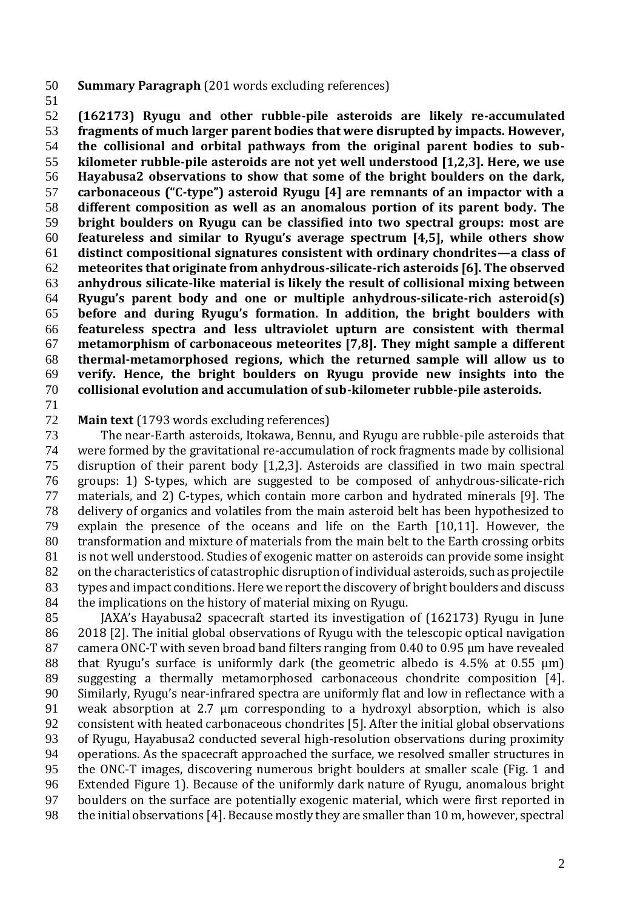**Summary Paragraph** (201 words excluding references)

**(162173) Ryugu and other rubble-pile asteroids are likely re-accumulated fragments of much larger parent bodies that were disrupted by impacts. However, the collisional and orbital pathways from the original parent bodies to sub-kilometer rubble-pile asteroids are not yet well understood [1,2,3]. Here, we use Hayabusa2 observations to show that some of the bright boulders on the dark, carbonaceous ("C-type") asteroid Ryugu [4] are remnants of an impactor with a different composition as well as an anomalous portion of its parent body. The bright boulders on Ryugu can be classified into two spectral groups: most are featureless and similar to Ryugu's average spectrum [4,5], while others show distinct compositional signatures consistent with ordinary chondrites—a class of meteorites that originate from anhydrous-silicate-rich asteroids [6]. The observed anhydrous silicate-like material is likely the result of collisional mixing between Ryugu's parent body and one or multiple anhydrous-silicate-rich asteroid(s) before and during Ryugu's formation. In addition, the bright boulders with featureless spectra and less ultraviolet upturn are consistent with thermal metamorphism of carbonaceous meteorites [7,8]. They might sample a different thermal-metamorphosed regions, which the returned sample will allow us to verify. Hence, the bright boulders on Ryugu provide new insights into the collisional evolution and accumulation of sub-kilometer rubble-pile asteroids.**

**Main text** (1793 words excluding references)

The near-Earth asteroids, Itokawa, Bennu, and Ryugu are rubble-pile asteroids that were formed by the gravitational re-accumulation of rock fragments made by collisional disruption of their parent body [1,2,3]. Asteroids are classified in two main spectral groups: 1) S-types, which are suggested to be composed of anhydrous-silicate-rich materials, and 2) C-types, which contain more carbon and hydrated minerals [9]. The delivery of organics and volatiles from the main asteroid belt has been hypothesized to explain the presence of the oceans and life on the Earth [10,11]. However, the transformation and mixture of materials from the main belt to the Earth crossing orbits is not well understood. Studies of exogenic matter on asteroids can provide some insight on the characteristics of catastrophic disruption of individual asteroids, such as projectile types and impact conditions. Here we report the discovery of bright boulders and discuss the implications on the history of material mixing on Ryugu.

JAXA's Hayabusa2 spacecraft started its investigation of (162173) Ryugu in June 2018 [2]. The initial global observations of Ryugu with the telescopic optical navigation camera ONC-T with seven broad band filters ranging from 0.40 to 0.95 μm have revealed that Ryugu's surface is uniformly dark (the geometric albedo is 4.5% at 0.55 μm) suggesting a thermally metamorphosed carbonaceous chondrite composition [4]. Similarly, Ryugu's near-infrared spectra are uniformly flat and low in reflectance with a weak absorption at 2.7 μm corresponding to a hydroxyl absorption, which is also consistent with heated carbonaceous chondrites [5]. After the initial global observations of Ryugu, Hayabusa2 conducted several high-resolution observations during proximity operations. As the spacecraft approached the surface, we resolved smaller structures in the ONC-T images, discovering numerous bright boulders at smaller scale (Fig. 1 and Extended Figure 1). Because of the uniformly dark nature of Ryugu, anomalous bright boulders on the surface are potentially exogenic material, which were first reported in the initial observations [4]. Because mostly they are smaller than 10 m, however, spectral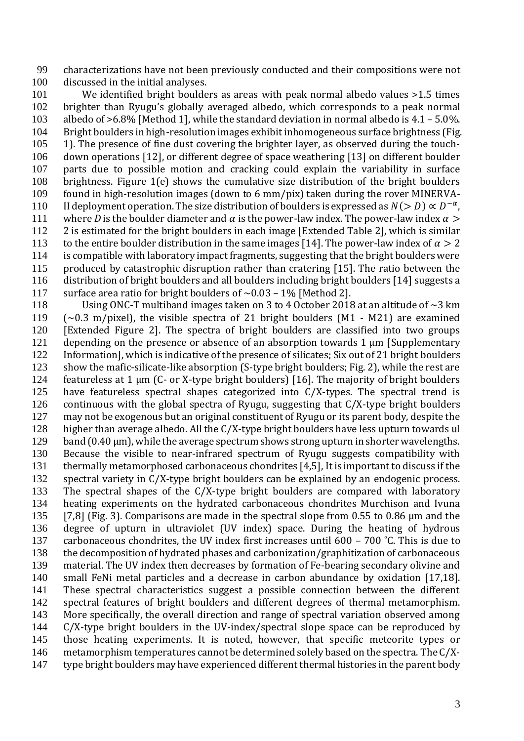characterizations have not been previously conducted and their compositions were not discussed in the initial analyses.

We identified bright boulders as areas with peak normal albedo values >1.5 times brighter than Ryugu's globally averaged albedo, which corresponds to a peak normal albedo of >6.8% [Method 1], while the standard deviation in normal albedo is 4.1 – 5.0%. Bright boulders in high-resolution images exhibit inhomogeneous surface brightness (Fig. 1). The presence of fine dust covering the brighter layer, as observed during the touch-down operations [12], or different degree of space weathering [13] on different boulder parts due to possible motion and cracking could explain the variability in surface brightness. Figure 1(e) shows the cumulative size distribution of the bright boulders found in high-resolution images (down to 6 mm/pix) taken during the rover MINERVA-II deployment operation. The size distribution of boulders is expressed as $N(>D) \propto D^{-\alpha}$, where $D$ is the boulder diameter and $\alpha$ is the power-law index. The power-law index $\alpha > 2$ is estimated for the bright boulders in each image [Extended Table 2], which is similar to the entire boulder distribution in the same images [14]. The power-law index of $\alpha > 2$ is compatible with laboratory impact fragments, suggesting that the bright boulders were produced by catastrophic disruption rather than cratering [15]. The ratio between the distribution of bright boulders and all boulders including bright boulders [14] suggests a surface area ratio for bright boulders of ~0.03 – 1% [Method 2].

Using ONC-T multiband images taken on 3 to 4 October 2018 at an altitude of ~3 km (~0.3 m/pixel), the visible spectra of 21 bright boulders (M1 - M21) are examined [Extended Figure 2]. The spectra of bright boulders are classified into two groups depending on the presence or absence of an absorption towards 1 μm [Supplementary Information], which is indicative of the presence of silicates; Six out of 21 bright boulders show the mafic-silicate-like absorption (S-type bright boulders; Fig. 2), while the rest are featureless at 1 μm (C- or X-type bright boulders) [16]. The majority of bright boulders have featureless spectral shapes categorized into C/X-types. The spectral trend is continuous with the global spectra of Ryugu, suggesting that C/X-type bright boulders may not be exogenous but an original constituent of Ryugu or its parent body, despite the higher than average albedo. All the C/X-type bright boulders have less upturn towards ul band (0.40 μm), while the average spectrum shows strong upturn in shorter wavelengths. Because the visible to near-infrared spectrum of Ryugu suggests compatibility with thermally metamorphosed carbonaceous chondrites [4,5], It is important to discuss if the spectral variety in C/X-type bright boulders can be explained by an endogenic process. The spectral shapes of the C/X-type bright boulders are compared with laboratory heating experiments on the hydrated carbonaceous chondrites Murchison and Ivuna [7,8] (Fig. 3). Comparisons are made in the spectral slope from 0.55 to 0.86 μm and the degree of upturn in ultraviolet (UV index) space. During the heating of hydrous carbonaceous chondrites, the UV index first increases until 600 – 700 ˚C. This is due to the decomposition of hydrated phases and carbonization/graphitization of carbonaceous material. The UV index then decreases by formation of Fe-bearing secondary olivine and small FeNi metal particles and a decrease in carbon abundance by oxidation [17,18]. These spectral characteristics suggest a possible connection between the different spectral features of bright boulders and different degrees of thermal metamorphism. More specifically, the overall direction and range of spectral variation observed among C/X-type bright boulders in the UV-index/spectral slope space can be reproduced by those heating experiments. It is noted, however, that specific meteorite types or metamorphism temperatures cannot be determined solely based on the spectra. The C/X-type bright boulders may have experienced different thermal histories in the parent body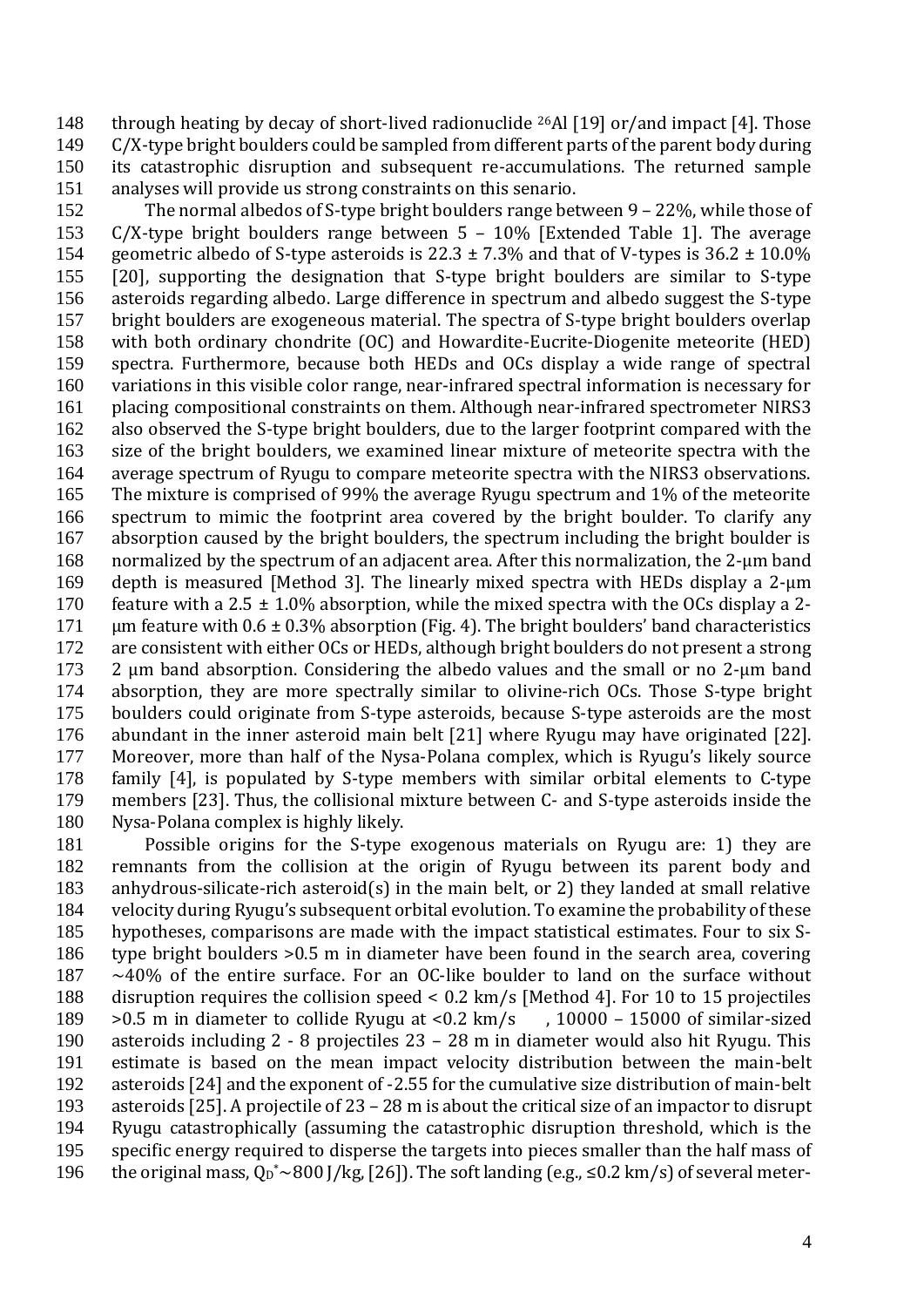through heating by decay of short-lived radionuclide $^{26}$Al [19] or/and impact [4]. Those C/X-type bright boulders could be sampled from different parts of the parent body during its catastrophic disruption and subsequent re-accumulations. The returned sample analyses will provide us strong constraints on this senario.

The normal albedos of S-type bright boulders range between 9 – 22%, while those of C/X-type bright boulders range between 5 – 10% [Extended Table 1]. The average geometric albedo of S-type asteroids is 22.3 ± 7.3% and that of V-types is 36.2 ± 10.0% [20], supporting the designation that S-type bright boulders are similar to S-type asteroids regarding albedo. Large difference in spectrum and albedo suggest the S-type bright boulders are exogeneous material. The spectra of S-type bright boulders overlap with both ordinary chondrite (OC) and Howardite-Eucrite-Diogenite meteorite (HED) spectra. Furthermore, because both HEDs and OCs display a wide range of spectral variations in this visible color range, near-infrared spectral information is necessary for placing compositional constraints on them. Although near-infrared spectrometer NIRS3 also observed the S-type bright boulders, due to the larger footprint compared with the size of the bright boulders, we examined linear mixture of meteorite spectra with the average spectrum of Ryugu to compare meteorite spectra with the NIRS3 observations. The mixture is comprised of 99% the average Ryugu spectrum and 1% of the meteorite spectrum to mimic the footprint area covered by the bright boulder. To clarify any absorption caused by the bright boulders, the spectrum including the bright boulder is normalized by the spectrum of an adjacent area. After this normalization, the 2-μm band depth is measured [Method 3]. The linearly mixed spectra with HEDs display a 2-μm feature with a 2.5 ± 1.0% absorption, while the mixed spectra with the OCs display a 2-μm feature with 0.6 ± 0.3% absorption (Fig. 4). The bright boulders' band characteristics are consistent with either OCs or HEDs, although bright boulders do not present a strong 2 μm band absorption. Considering the albedo values and the small or no 2-μm band absorption, they are more spectrally similar to olivine-rich OCs. Those S-type bright boulders could originate from S-type asteroids, because S-type asteroids are the most abundant in the inner asteroid main belt [21] where Ryugu may have originated [22]. Moreover, more than half of the Nysa-Polana complex, which is Ryugu's likely source family [4], is populated by S-type members with similar orbital elements to C-type members [23]. Thus, the collisional mixture between C- and S-type asteroids inside the Nysa-Polana complex is highly likely.

Possible origins for the S-type exogenous materials on Ryugu are: 1) they are remnants from the collision at the origin of Ryugu between its parent body and anhydrous-silicate-rich asteroid(s) in the main belt, or 2) they landed at small relative velocity during Ryugu's subsequent orbital evolution. To examine the probability of these hypotheses, comparisons are made with the impact statistical estimates. Four to six S-type bright boulders >0.5 m in diameter have been found in the search area, covering ~40% of the entire surface. For an OC-like boulder to land on the surface without disruption requires the collision speed < 0.2 km/s [Method 4]. For 10 to 15 projectiles >0.5 m in diameter to collide Ryugu at <0.2 km/s , 10000 – 15000 of similar-sized asteroids including 2 - 8 projectiles 23 – 28 m in diameter would also hit Ryugu. This estimate is based on the mean impact velocity distribution between the main-belt asteroids [24] and the exponent of -2.55 for the cumulative size distribution of main-belt asteroids [25]. A projectile of 23 – 28 m is about the critical size of an impactor to disrupt Ryugu catastrophically (assuming the catastrophic disruption threshold, which is the specific energy required to disperse the targets into pieces smaller than the half mass of the original mass, $Q_D^* \sim 800$ J/kg, [26]). The soft landing (e.g., ≤0.2 km/s) of several meter-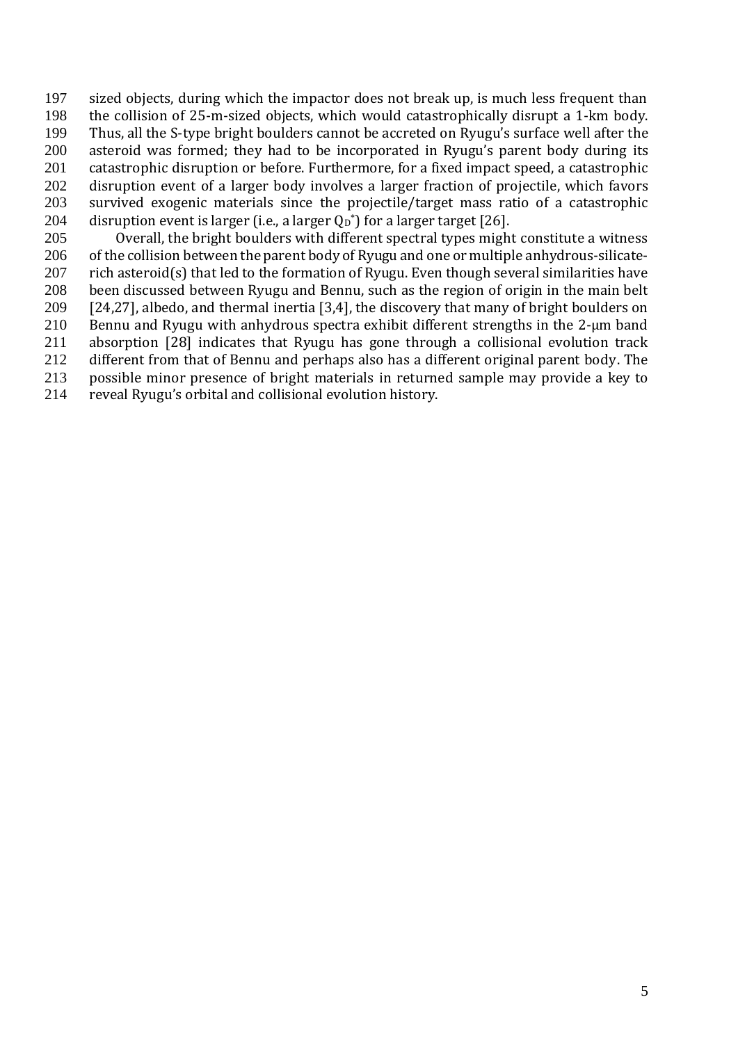sized objects, during which the impactor does not break up, is much less frequent than the collision of 25-m-sized objects, which would catastrophically disrupt a 1-km body. Thus, all the S-type bright boulders cannot be accreted on Ryugu's surface well after the asteroid was formed; they had to be incorporated in Ryugu's parent body during its catastrophic disruption or before. Furthermore, for a fixed impact speed, a catastrophic disruption event of a larger body involves a larger fraction of projectile, which favors survived exogenic materials since the projectile/target mass ratio of a catastrophic disruption event is larger (i.e., a larger $Q_D^*$) for a larger target [26].

Overall, the bright boulders with different spectral types might constitute a witness of the collision between the parent body of Ryugu and one or multiple anhydrous-silicate-rich asteroid(s) that led to the formation of Ryugu. Even though several similarities have been discussed between Ryugu and Bennu, such as the region of origin in the main belt [24,27], albedo, and thermal inertia [3,4], the discovery that many of bright boulders on Bennu and Ryugu with anhydrous spectra exhibit different strengths in the 2-μm band absorption [28] indicates that Ryugu has gone through a collisional evolution track different from that of Bennu and perhaps also has a different original parent body. The possible minor presence of bright materials in returned sample may provide a key to reveal Ryugu's orbital and collisional evolution history.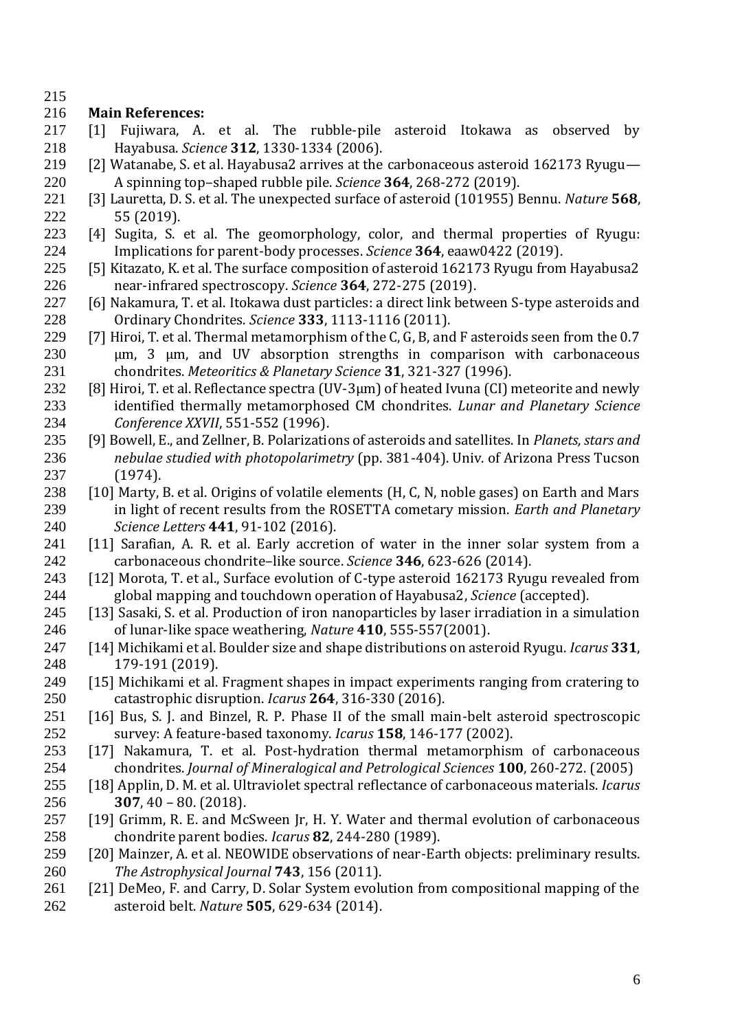**Main References:**

[1] Fujiwara, A. et al. The rubble-pile asteroid Itokawa as observed by Hayabusa. *Science* **312**, 1330-1334 (2006).

[2] Watanabe, S. et al. Hayabusa2 arrives at the carbonaceous asteroid 162173 Ryugu—A spinning top–shaped rubble pile. *Science* **364**, 268-272 (2019).

[3] Lauretta, D. S. et al. The unexpected surface of asteroid (101955) Bennu. *Nature* **568**, 55 (2019).

[4] Sugita, S. et al. The geomorphology, color, and thermal properties of Ryugu: Implications for parent-body processes. *Science* **364**, eaaw0422 (2019).

[5] Kitazato, K. et al. The surface composition of asteroid 162173 Ryugu from Hayabusa2 near-infrared spectroscopy. *Science* **364**, 272-275 (2019).

[6] Nakamura, T. et al. Itokawa dust particles: a direct link between S-type asteroids and Ordinary Chondrites. *Science* **333**, 1113-1116 (2011).

[7] Hiroi, T. et al. Thermal metamorphism of the C, G, B, and F asteroids seen from the 0.7 μm, 3 μm, and UV absorption strengths in comparison with carbonaceous chondrites. *Meteoritics & Planetary Science* **31**, 321-327 (1996).

[8] Hiroi, T. et al. Reflectance spectra (UV-3μm) of heated Ivuna (CI) meteorite and newly identified thermally metamorphosed CM chondrites. *Lunar and Planetary Science Conference XXVII*, 551-552 (1996).

[9] Bowell, E., and Zellner, B. Polarizations of asteroids and satellites. In *Planets, stars and nebulae studied with photopolarimetry* (pp. 381-404). Univ. of Arizona Press Tucson (1974).

[10] Marty, B. et al. Origins of volatile elements (H, C, N, noble gases) on Earth and Mars in light of recent results from the ROSETTA cometary mission. *Earth and Planetary Science Letters* **441**, 91-102 (2016).

[11] Sarafian, A. R. et al. Early accretion of water in the inner solar system from a carbonaceous chondrite–like source. *Science* **346**, 623-626 (2014).

[12] Morota, T. et al., Surface evolution of C-type asteroid 162173 Ryugu revealed from global mapping and touchdown operation of Hayabusa2, *Science* (accepted).

[13] Sasaki, S. et al. Production of iron nanoparticles by laser irradiation in a simulation of lunar-like space weathering, *Nature* **410**, 555-557(2001).

[14] Michikami et al. Boulder size and shape distributions on asteroid Ryugu. *Icarus* **331**, 179-191 (2019).

[15] Michikami et al. Fragment shapes in impact experiments ranging from cratering to catastrophic disruption. *Icarus* **264**, 316-330 (2016).

[16] Bus, S. J. and Binzel, R. P. Phase II of the small main-belt asteroid spectroscopic survey: A feature-based taxonomy. *Icarus* **158**, 146-177 (2002).

[17] Nakamura, T. et al. Post-hydration thermal metamorphism of carbonaceous chondrites. *Journal of Mineralogical and Petrological Sciences* **100**, 260-272. (2005)

[18] Applin, D. M. et al. Ultraviolet spectral reflectance of carbonaceous materials. *Icarus* **307**, 40 – 80. (2018).

[19] Grimm, R. E. and McSween Jr, H. Y. Water and thermal evolution of carbonaceous chondrite parent bodies. *Icarus* **82**, 244-280 (1989).

[20] Mainzer, A. et al. NEOWIDE observations of near-Earth objects: preliminary results. *The Astrophysical Journal* **743**, 156 (2011).

[21] DeMeo, F. and Carry, D. Solar System evolution from compositional mapping of the asteroid belt. *Nature* **505**, 629-634 (2014).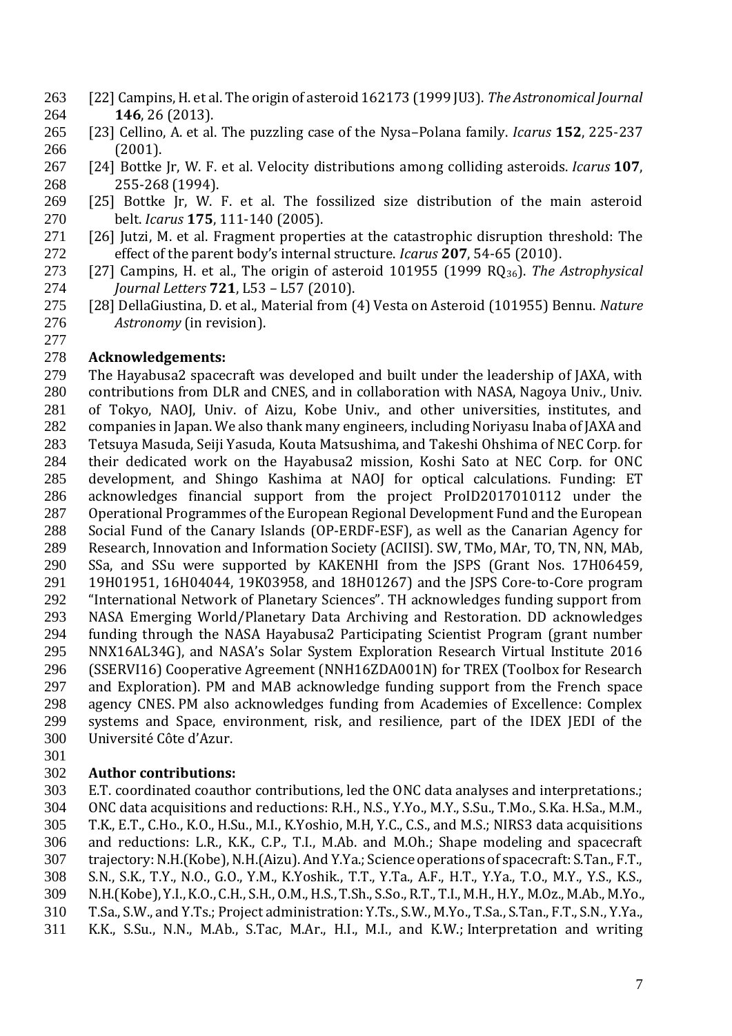[22] Campins, H. et al. The origin of asteroid 162173 (1999 JU3). *The Astronomical Journal* **146**, 26 (2013).

[23] Cellino, A. et al. The puzzling case of the Nysa–Polana family. *Icarus* **152**, 225-237 (2001).

[24] Bottke Jr, W. F. et al. Velocity distributions among colliding asteroids. *Icarus* **107**, 255-268 (1994).

[25] Bottke Jr, W. F. et al. The fossilized size distribution of the main asteroid belt. *Icarus* **175**, 111-140 (2005).

[26] Jutzi, M. et al. Fragment properties at the catastrophic disruption threshold: The effect of the parent body's internal structure. *Icarus* **207**, 54-65 (2010).

[27] Campins, H. et al., The origin of asteroid 101955 (1999 $RQ_{36}$). *The Astrophysical Journal Letters* **721**, L53 – L57 (2010).

[28] DellaGiustina, D. et al., Material from (4) Vesta on Asteroid (101955) Bennu. *Nature Astronomy* (in revision).

## Acknowledgements:

The Hayabusa2 spacecraft was developed and built under the leadership of JAXA, with contributions from DLR and CNES, and in collaboration with NASA, Nagoya Univ., Univ. of Tokyo, NAOJ, Univ. of Aizu, Kobe Univ., and other universities, institutes, and companies in Japan. We also thank many engineers, including Noriyasu Inaba of JAXA and Tetsuya Masuda, Seiji Yasuda, Kouta Matsushima, and Takeshi Ohshima of NEC Corp. for their dedicated work on the Hayabusa2 mission, Koshi Sato at NEC Corp. for ONC development, and Shingo Kashima at NAOJ for optical calculations. Funding: ET acknowledges financial support from the project ProID2017010112 under the Operational Programmes of the European Regional Development Fund and the European Social Fund of the Canary Islands (OP-ERDF-ESF), as well as the Canarian Agency for Research, Innovation and Information Society (ACIISI). SW, TMo, MAr, TO, TN, NN, MAb, SSa, and SSu were supported by KAKENHI from the JSPS (Grant Nos. 17H06459, 19H01951, 16H04044, 19K03958, and 18H01267) and the JSPS Core-to-Core program "International Network of Planetary Sciences". TH acknowledges funding support from NASA Emerging World/Planetary Data Archiving and Restoration. DD acknowledges funding through the NASA Hayabusa2 Participating Scientist Program (grant number NNX16AL34G), and NASA's Solar System Exploration Research Virtual Institute 2016 (SSERVI16) Cooperative Agreement (NNH16ZDA001N) for TREX (Toolbox for Research and Exploration). PM and MAB acknowledge funding support from the French space agency CNES. PM also acknowledges funding from Academies of Excellence: Complex systems and Space, environment, risk, and resilience, part of the IDEX JEDI of the Université Côte d'Azur.

## Author contributions:

E.T. coordinated coauthor contributions, led the ONC data analyses and interpretations.; ONC data acquisitions and reductions: R.H., N.S., Y.Yo., M.Y., S.Su., T.Mo., S.Ka. H.Sa., M.M., T.K., E.T., C.Ho., K.O., H.Su., M.I., K.Yoshio, M.H, Y.C., C.S., and M.S.; NIRS3 data acquisitions and reductions: L.R., K.K., C.P., T.I., M.Ab. and M.Oh.; Shape modeling and spacecraft trajectory: N.H.(Kobe), N.H.(Aizu). And Y.Ya.; Science operations of spacecraft: S.Tan., F.T., S.N., S.K., T.Y., N.O., G.O., Y.M., K.Yoshik., T.T., Y.Ta., A.F., H.T., Y.Ya., T.O., M.Y., Y.S., K.S., N.H.(Kobe), Y.I., K.O., C.H., S.H., O.M., H.S., T.Sh., S.So., R.T., T.I., M.H., H.Y., M.Oz., M.Ab., M.Yo., T.Sa., S.W., and Y.Ts.; Project administration: Y.Ts., S.W., M.Yo., T.Sa., S.Tan., F.T., S.N., Y.Ya., K.K., S.Su., N.N., M.Ab., S.Tac, M.Ar., H.I., M.I., and K.W.; Interpretation and writing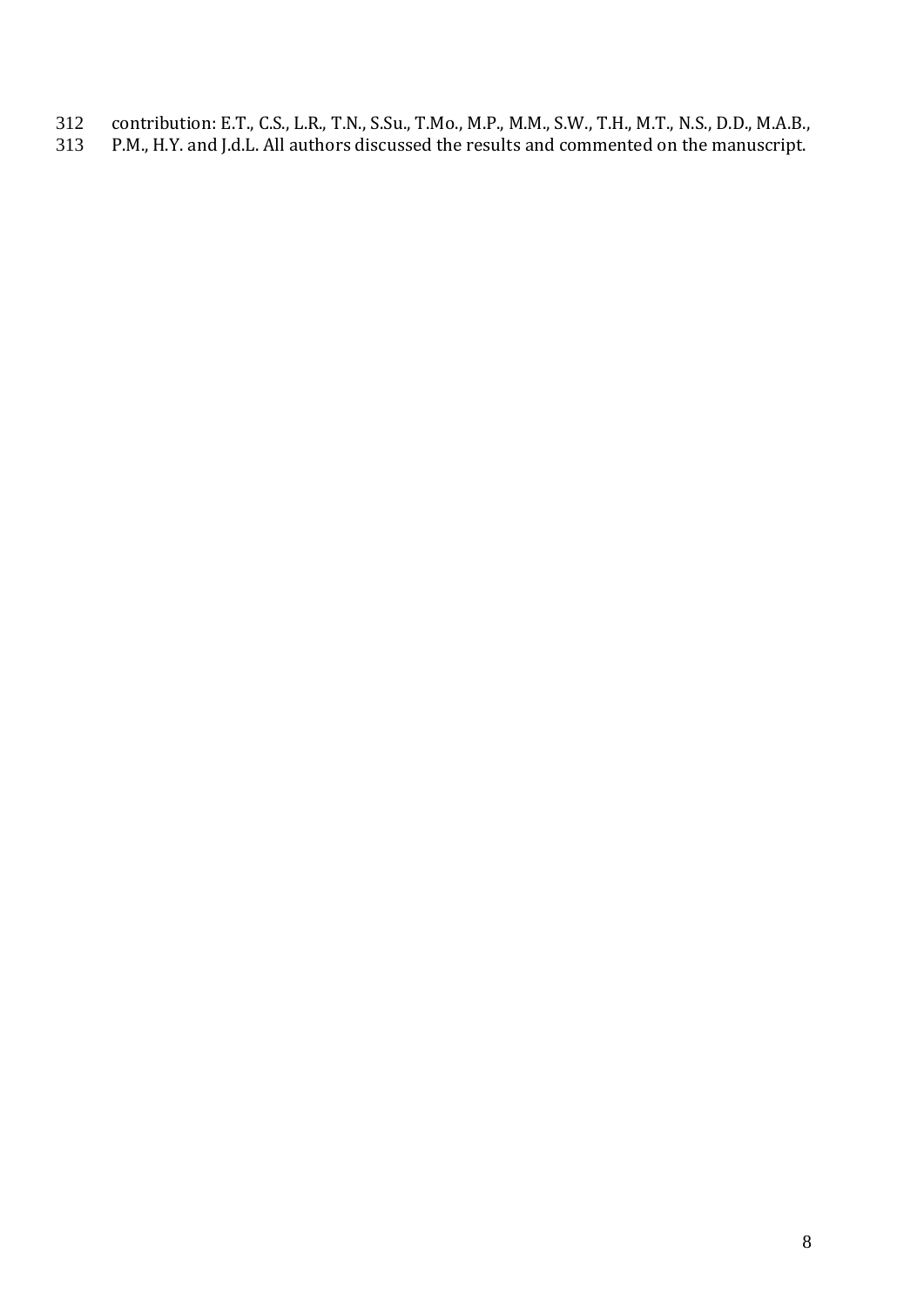contribution: E.T., C.S., L.R., T.N., S.Su., T.Mo., M.P., M.M., S.W., T.H., M.T., N.S., D.D., M.A.B., P.M., H.Y. and J.d.L. All authors discussed the results and commented on the manuscript.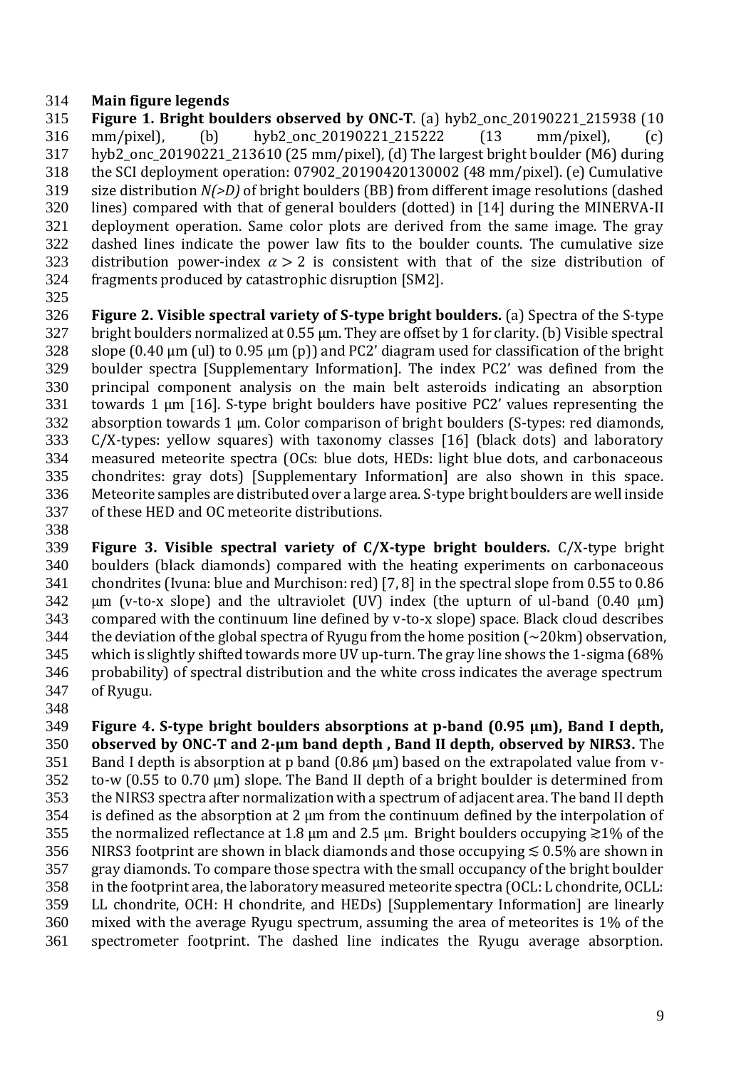## Main figure legends

**Figure 1. Bright boulders observed by ONC-T**. (a) hyb2_onc_20190221_215938 (10 mm/pixel), (b) hyb2_onc_20190221_215222 (13 mm/pixel), (c) hyb2_onc_20190221_213610 (25 mm/pixel), (d) The largest bright boulder (M6) during the SCI deployment operation: 07902_20190420130002 (48 mm/pixel). (e) Cumulative size distribution *N(>D)* of bright boulders (BB) from different image resolutions (dashed lines) compared with that of general boulders (dotted) in [14] during the MINERVA-II deployment operation. Same color plots are derived from the same image. The gray dashed lines indicate the power law fits to the boulder counts. The cumulative size distribution power-index $\alpha > 2$ is consistent with that of the size distribution of fragments produced by catastrophic disruption [SM2].

**Figure 2. Visible spectral variety of S-type bright boulders.** (a) Spectra of the S-type bright boulders normalized at 0.55 μm. They are offset by 1 for clarity. (b) Visible spectral slope (0.40 μm (ul) to 0.95 μm (p)) and PC2' diagram used for classification of the bright boulder spectra [Supplementary Information]. The index PC2' was defined from the principal component analysis on the main belt asteroids indicating an absorption towards 1 μm [16]. S-type bright boulders have positive PC2' values representing the absorption towards 1 μm. Color comparison of bright boulders (S-types: red diamonds, C/X-types: yellow squares) with taxonomy classes [16] (black dots) and laboratory measured meteorite spectra (OCs: blue dots, HEDs: light blue dots, and carbonaceous chondrites: gray dots) [Supplementary Information] are also shown in this space. Meteorite samples are distributed over a large area. S-type bright boulders are well inside of these HED and OC meteorite distributions.

**Figure 3. Visible spectral variety of C/X-type bright boulders.** C/X-type bright boulders (black diamonds) compared with the heating experiments on carbonaceous chondrites (Ivuna: blue and Murchison: red) [7, 8] in the spectral slope from 0.55 to 0.86 μm (v-to-x slope) and the ultraviolet (UV) index (the upturn of ul-band (0.40 μm) compared with the continuum line defined by v-to-x slope) space. Black cloud describes the deviation of the global spectra of Ryugu from the home position (~20km) observation, which is slightly shifted towards more UV up-turn. The gray line shows the 1-sigma (68% probability) of spectral distribution and the white cross indicates the average spectrum of Ryugu.

**Figure 4. S-type bright boulders absorptions at p-band (0.95 μm), Band I depth, observed by ONC-T and 2-μm band depth , Band II depth, observed by NIRS3.** The Band I depth is absorption at p band (0.86 μm) based on the extrapolated value from v-to-w (0.55 to 0.70 μm) slope. The Band II depth of a bright boulder is determined from the NIRS3 spectra after normalization with a spectrum of adjacent area. The band II depth is defined as the absorption at 2 μm from the continuum defined by the interpolation of the normalized reflectance at 1.8 μm and 2.5 μm. Bright boulders occupying $\gtrsim$1% of the NIRS3 footprint are shown in black diamonds and those occupying $\lesssim$ 0.5% are shown in gray diamonds. To compare those spectra with the small occupancy of the bright boulder in the footprint area, the laboratory measured meteorite spectra (OCL: L chondrite, OCLL: LL chondrite, OCH: H chondrite, and HEDs) [Supplementary Information] are linearly mixed with the average Ryugu spectrum, assuming the area of meteorites is 1% of the spectrometer footprint. The dashed line indicates the Ryugu average absorption.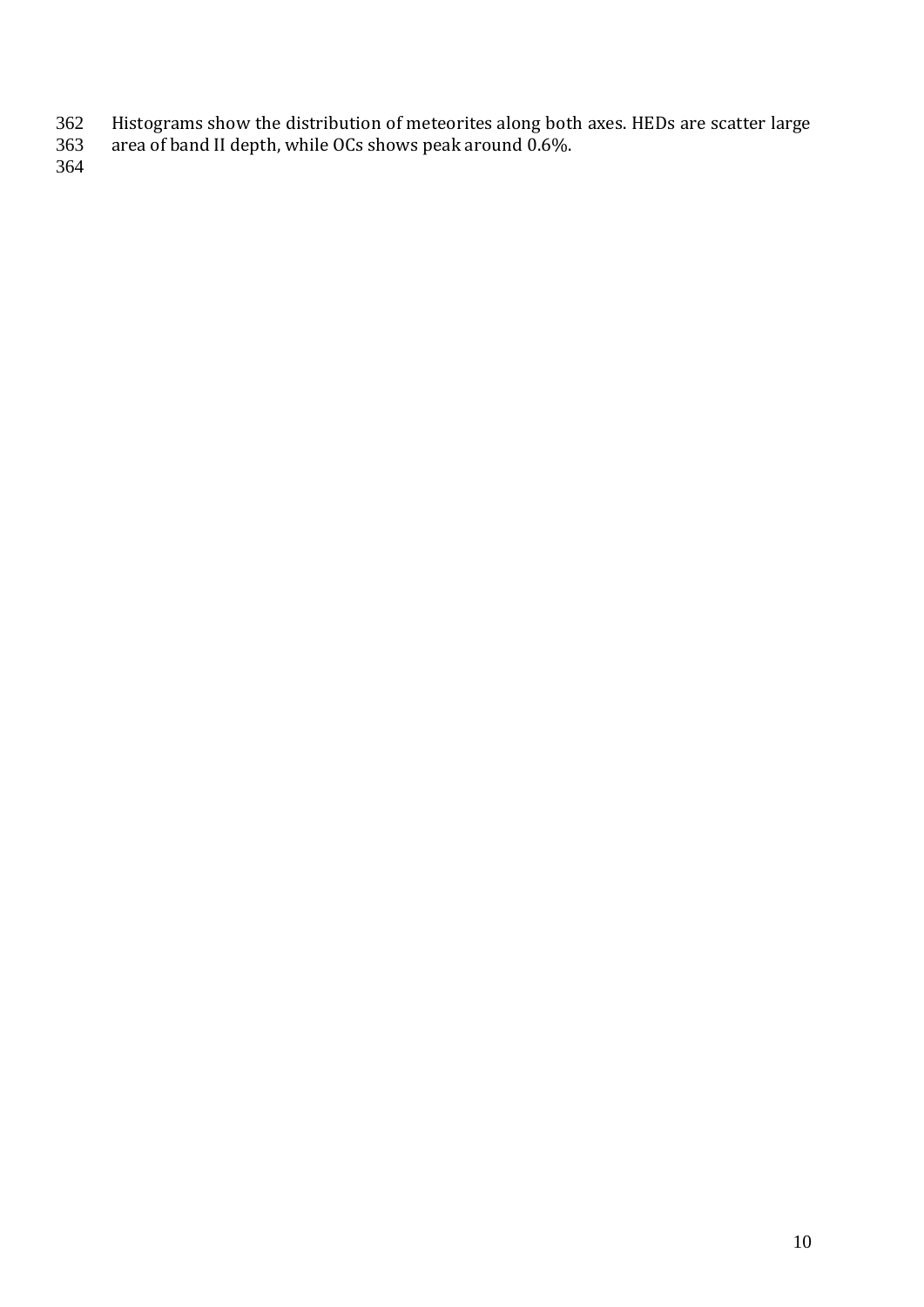Histograms show the distribution of meteorites along both axes. HEDs are scatter large area of band II depth, while OCs shows peak around 0.6%.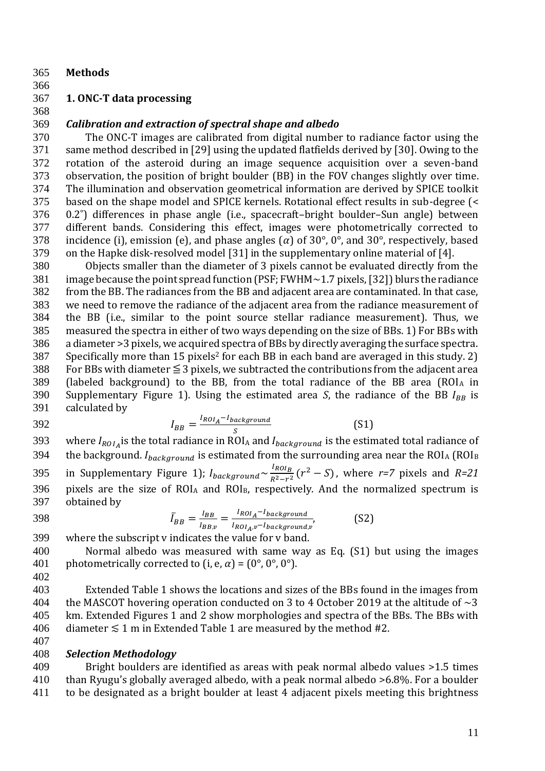## Methods

### 1. ONC-T data processing

#### *Calibration and extraction of spectral shape and albedo*

The ONC-T images are calibrated from digital number to radiance factor using the same method described in [29] using the updated flatfields derived by [30]. Owing to the rotation of the asteroid during an image sequence acquisition over a seven-band observation, the position of bright boulder (BB) in the FOV changes slightly over time. The illumination and observation geometrical information are derived by SPICE toolkit based on the shape model and SPICE kernels. Rotational effect results in sub-degree (< 0.2°) differences in phase angle (i.e., spacecraft–bright boulder–Sun angle) between different bands. Considering this effect, images were photometrically corrected to incidence (i), emission (e), and phase angles ($\alpha$) of 30°, 0°, and 30°, respectively, based on the Hapke disk-resolved model [31] in the supplementary online material of [4].

Objects smaller than the diameter of 3 pixels cannot be evaluated directly from the image because the point spread function (PSF; FWHM~1.7 pixels, [32]) blurs the radiance from the BB. The radiances from the BB and adjacent area are contaminated. In that case, we need to remove the radiance of the adjacent area from the radiance measurement of the BB (i.e., similar to the point source stellar radiance measurement). Thus, we measured the spectra in either of two ways depending on the size of BBs. 1) For BBs with a diameter >3 pixels, we acquired spectra of BBs by directly averaging the surface spectra. Specifically more than 15 pixels$^2$ for each BB in each band are averaged in this study. 2) For BBs with diameter ≦3 pixels, we subtracted the contributions from the adjacent area (labeled background) to the BB, from the total radiance of the BB area ($ROI_A$ in Supplementary Figure 1). Using the estimated area $S$, the radiance of the BB $I_{BB}$ is calculated by

$$I_{BB} = \frac{I_{ROI_A} - I_{background}}{S} \qquad \text{(S1)}$$

where $I_{ROI_A}$ is the total radiance in $ROI_A$ and $I_{background}$ is the estimated total radiance of the background. $I_{background}$ is estimated from the surrounding area near the $ROI_A$ ($ROI_B$ in Supplementary Figure 1); $I_{background} \sim \frac{I_{ROI_B}}{R^2 - r^2}(r^2 - S)$, where $r=7$ pixels and $R=21$ pixels are the size of $ROI_A$ and $ROI_B$, respectively. And the normalized spectrum is obtained by

$$\bar{I}_{BB} = \frac{I_{BB}}{I_{BB,v}} = \frac{I_{ROI_A} - I_{background}}{I_{ROI_A,v} - I_{background,v}}, \qquad \text{(S2)}$$

where the subscript v indicates the value for v band.

Normal albedo was measured with same way as Eq. (S1) but using the images photometrically corrected to (i, e, $\alpha$) = (0°, 0°, 0°).

Extended Table 1 shows the locations and sizes of the BBs found in the images from the MASCOT hovering operation conducted on 3 to 4 October 2019 at the altitude of ~3 km. Extended Figures 1 and 2 show morphologies and spectra of the BBs. The BBs with diameter ≲ 1 m in Extended Table 1 are measured by the method #2.

#### *Selection Methodology*

Bright boulders are identified as areas with peak normal albedo values >1.5 times than Ryugu's globally averaged albedo, with a peak normal albedo >6.8%. For a boulder to be designated as a bright boulder at least 4 adjacent pixels meeting this brightness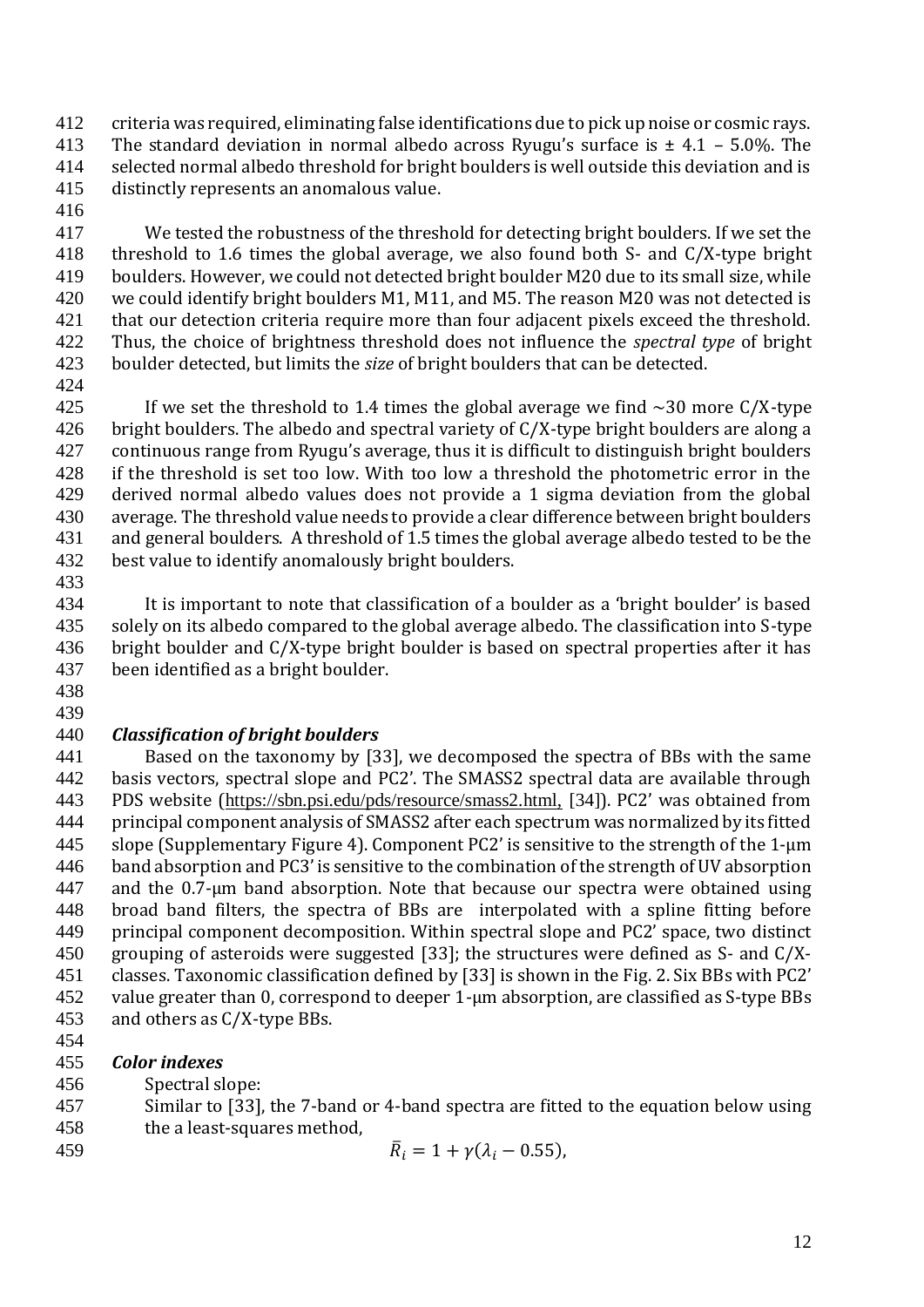criteria was required, eliminating false identifications due to pick up noise or cosmic rays. The standard deviation in normal albedo across Ryugu's surface is ± 4.1 – 5.0%. The selected normal albedo threshold for bright boulders is well outside this deviation and is distinctly represents an anomalous value.

We tested the robustness of the threshold for detecting bright boulders. If we set the threshold to 1.6 times the global average, we also found both S- and C/X-type bright boulders. However, we could not detected bright boulder M20 due to its small size, while we could identify bright boulders M1, M11, and M5. The reason M20 was not detected is that our detection criteria require more than four adjacent pixels exceed the threshold. Thus, the choice of brightness threshold does not influence the *spectral type* of bright boulder detected, but limits the *size* of bright boulders that can be detected.

If we set the threshold to 1.4 times the global average we find ~30 more C/X-type bright boulders. The albedo and spectral variety of C/X-type bright boulders are along a continuous range from Ryugu's average, thus it is difficult to distinguish bright boulders if the threshold is set too low. With too low a threshold the photometric error in the derived normal albedo values does not provide a 1 sigma deviation from the global average. The threshold value needs to provide a clear difference between bright boulders and general boulders. A threshold of 1.5 times the global average albedo tested to be the best value to identify anomalously bright boulders.

It is important to note that classification of a boulder as a 'bright boulder' is based solely on its albedo compared to the global average albedo. The classification into S-type bright boulder and C/X-type bright boulder is based on spectral properties after it has been identified as a bright boulder.

***Classification of bright boulders***

Based on the taxonomy by [33], we decomposed the spectra of BBs with the same basis vectors, spectral slope and PC2'. The SMASS2 spectral data are available through PDS website (https://sbn.psi.edu/pds/resource/smass2.html, [34]). PC2' was obtained from principal component analysis of SMASS2 after each spectrum was normalized by its fitted slope (Supplementary Figure 4). Component PC2' is sensitive to the strength of the 1-μm band absorption and PC3' is sensitive to the combination of the strength of UV absorption and the 0.7-μm band absorption. Note that because our spectra were obtained using broad band filters, the spectra of BBs are interpolated with a spline fitting before principal component decomposition. Within spectral slope and PC2' space, two distinct grouping of asteroids were suggested [33]; the structures were defined as S- and C/X-classes. Taxonomic classification defined by [33] is shown in the Fig. 2. Six BBs with PC2' value greater than 0, correspond to deeper 1-μm absorption, are classified as S-type BBs and others as C/X-type BBs.

***Color indexes***

Spectral slope:

Similar to [33], the 7-band or 4-band spectra are fitted to the equation below using the a least-squares method,

$$\bar{R}_i = 1 + \gamma(\lambda_i - 0.55),$$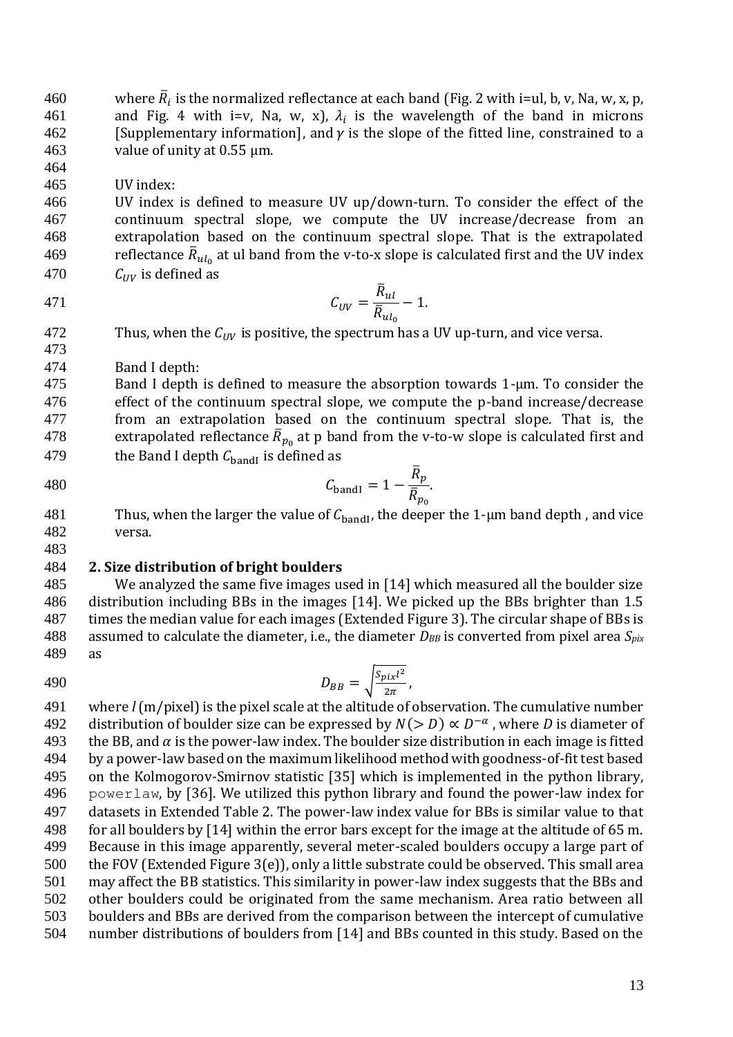where $\bar{R}_i$ is the normalized reflectance at each band (Fig. 2 with i=ul, b, v, Na, w, x, p, and Fig. 4 with i=v, Na, w, x), $\lambda_i$ is the wavelength of the band in microns [Supplementary information], and $\gamma$ is the slope of the fitted line, constrained to a value of unity at 0.55 μm.

UV index:

UV index is defined to measure UV up/down-turn. To consider the effect of the continuum spectral slope, we compute the UV increase/decrease from an extrapolation based on the continuum spectral slope. That is the extrapolated reflectance $\bar{R}_{ul_0}$ at ul band from the v-to-x slope is calculated first and the UV index $C_{UV}$ is defined as

$$C_{UV} = \frac{\bar{R}_{ul}}{\bar{R}_{ul_0}} - 1.$$

Thus, when the $C_{UV}$ is positive, the spectrum has a UV up-turn, and vice versa.

Band I depth:

Band I depth is defined to measure the absorption towards 1-μm. To consider the effect of the continuum spectral slope, we compute the p-band increase/decrease from an extrapolation based on the continuum spectral slope. That is, the extrapolated reflectance $\bar{R}_{p_0}$ at p band from the v-to-w slope is calculated first and the Band I depth $C_{\mathrm{bandI}}$ is defined as

$$C_{\mathrm{bandI}} = 1 - \frac{\bar{R}_p}{\bar{R}_{p_0}}.$$

Thus, when the larger the value of $C_{\mathrm{bandI}}$, the deeper the 1-μm band depth , and vice versa.

## 2. Size distribution of bright boulders

We analyzed the same five images used in [14] which measured all the boulder size distribution including BBs in the images [14]. We picked up the BBs brighter than 1.5 times the median value for each images (Extended Figure 3). The circular shape of BBs is assumed to calculate the diameter, i.e., the diameter $D_{BB}$ is converted from pixel area $S_{pix}$ as

$$D_{BB} = \sqrt{\frac{S_{pix} l^2}{2\pi}},$$

where $l$ (m/pixel) is the pixel scale at the altitude of observation. The cumulative number distribution of boulder size can be expressed by $N(> D) \propto D^{-\alpha}$ , where $D$ is diameter of the BB, and $\alpha$ is the power-law index. The boulder size distribution in each image is fitted by a power-law based on the maximum likelihood method with goodness-of-fit test based on the Kolmogorov-Smirnov statistic [35] which is implemented in the python library, `powerlaw`, by [36]. We utilized this python library and found the power-law index for datasets in Extended Table 2. The power-law index value for BBs is similar value to that for all boulders by [14] within the error bars except for the image at the altitude of 65 m. Because in this image apparently, several meter-scaled boulders occupy a large part of the FOV (Extended Figure 3(e)), only a little substrate could be observed. This small area may affect the BB statistics. This similarity in power-law index suggests that the BBs and other boulders could be originated from the same mechanism. Area ratio between all boulders and BBs are derived from the comparison between the intercept of cumulative number distributions of boulders from [14] and BBs counted in this study. Based on the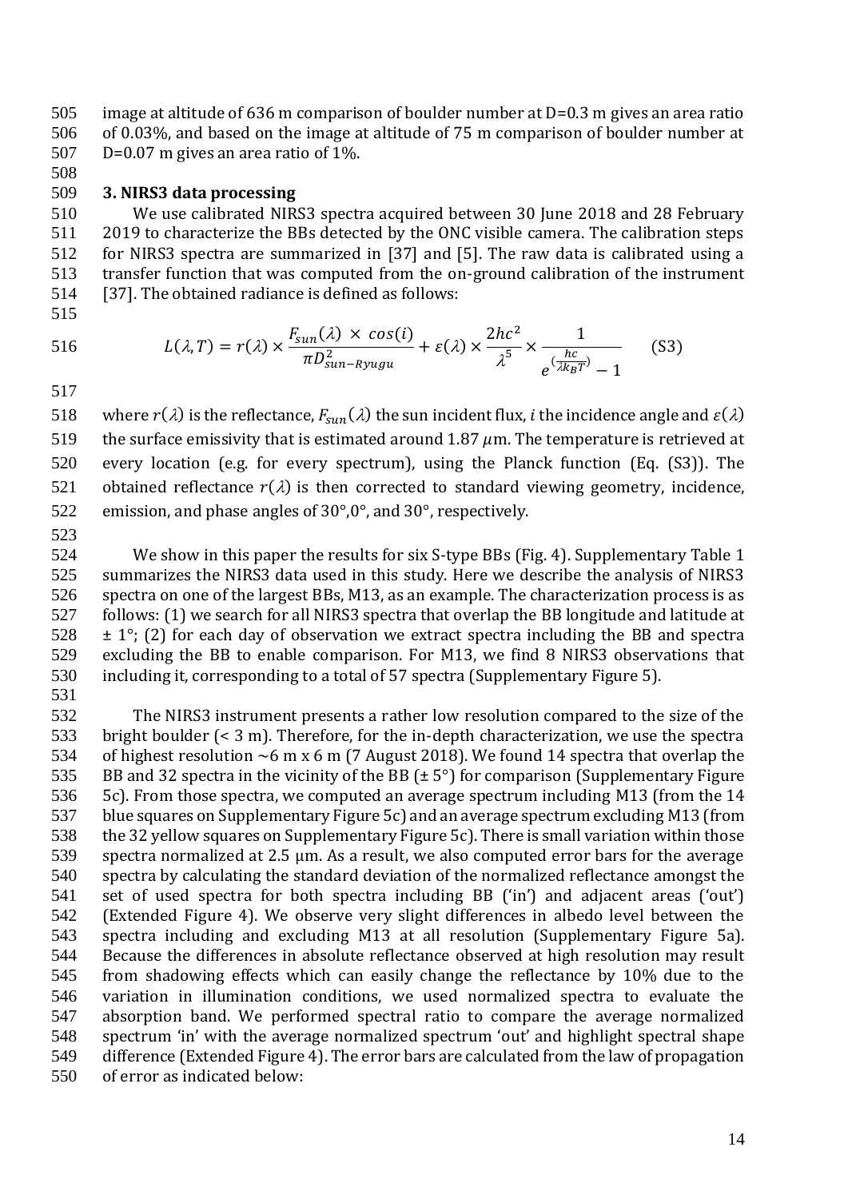image at altitude of 636 m comparison of boulder number at D=0.3 m gives an area ratio of 0.03%, and based on the image at altitude of 75 m comparison of boulder number at D=0.07 m gives an area ratio of 1%.

### 3. NIRS3 data processing

We use calibrated NIRS3 spectra acquired between 30 June 2018 and 28 February 2019 to characterize the BBs detected by the ONC visible camera. The calibration steps for NIRS3 spectra are summarized in [37] and [5]. The raw data is calibrated using a transfer function that was computed from the on-ground calibration of the instrument [37]. The obtained radiance is defined as follows:

$$L(\lambda, T) = r(\lambda) \times \frac{F_{sun}(\lambda) \times cos(i)}{\pi D^2_{sun-Ryugu}} + \varepsilon(\lambda) \times \frac{2hc^2}{\lambda^5} \times \frac{1}{e^{(\frac{hc}{\lambda k_B T})} - 1} \qquad \text{(S3)}$$

where $r(\lambda)$ is the reflectance, $F_{sun}(\lambda)$ the sun incident flux, $i$ the incidence angle and $\varepsilon(\lambda)$ the surface emissivity that is estimated around 1.87 $\mu$m. The temperature is retrieved at every location (e.g. for every spectrum), using the Planck function (Eq. (S3)). The obtained reflectance $r(\lambda)$ is then corrected to standard viewing geometry, incidence, emission, and phase angles of 30°,0°, and 30°, respectively.

We show in this paper the results for six S-type BBs (Fig. 4). Supplementary Table 1 summarizes the NIRS3 data used in this study. Here we describe the analysis of NIRS3 spectra on one of the largest BBs, M13, as an example. The characterization process is as follows: (1) we search for all NIRS3 spectra that overlap the BB longitude and latitude at ± 1°; (2) for each day of observation we extract spectra including the BB and spectra excluding the BB to enable comparison. For M13, we find 8 NIRS3 observations that including it, corresponding to a total of 57 spectra (Supplementary Figure 5).

The NIRS3 instrument presents a rather low resolution compared to the size of the bright boulder (< 3 m). Therefore, for the in-depth characterization, we use the spectra of highest resolution ~6 m x 6 m (7 August 2018). We found 14 spectra that overlap the BB and 32 spectra in the vicinity of the BB (± 5°) for comparison (Supplementary Figure 5c). From those spectra, we computed an average spectrum including M13 (from the 14 blue squares on Supplementary Figure 5c) and an average spectrum excluding M13 (from the 32 yellow squares on Supplementary Figure 5c). There is small variation within those spectra normalized at 2.5 µm. As a result, we also computed error bars for the average spectra by calculating the standard deviation of the normalized reflectance amongst the set of used spectra for both spectra including BB ('in') and adjacent areas ('out') (Extended Figure 4). We observe very slight differences in albedo level between the spectra including and excluding M13 at all resolution (Supplementary Figure 5a). Because the differences in absolute reflectance observed at high resolution may result from shadowing effects which can easily change the reflectance by 10% due to the variation in illumination conditions, we used normalized spectra to evaluate the absorption band. We performed spectral ratio to compare the average normalized spectrum 'in' with the average normalized spectrum 'out' and highlight spectral shape difference (Extended Figure 4). The error bars are calculated from the law of propagation of error as indicated below: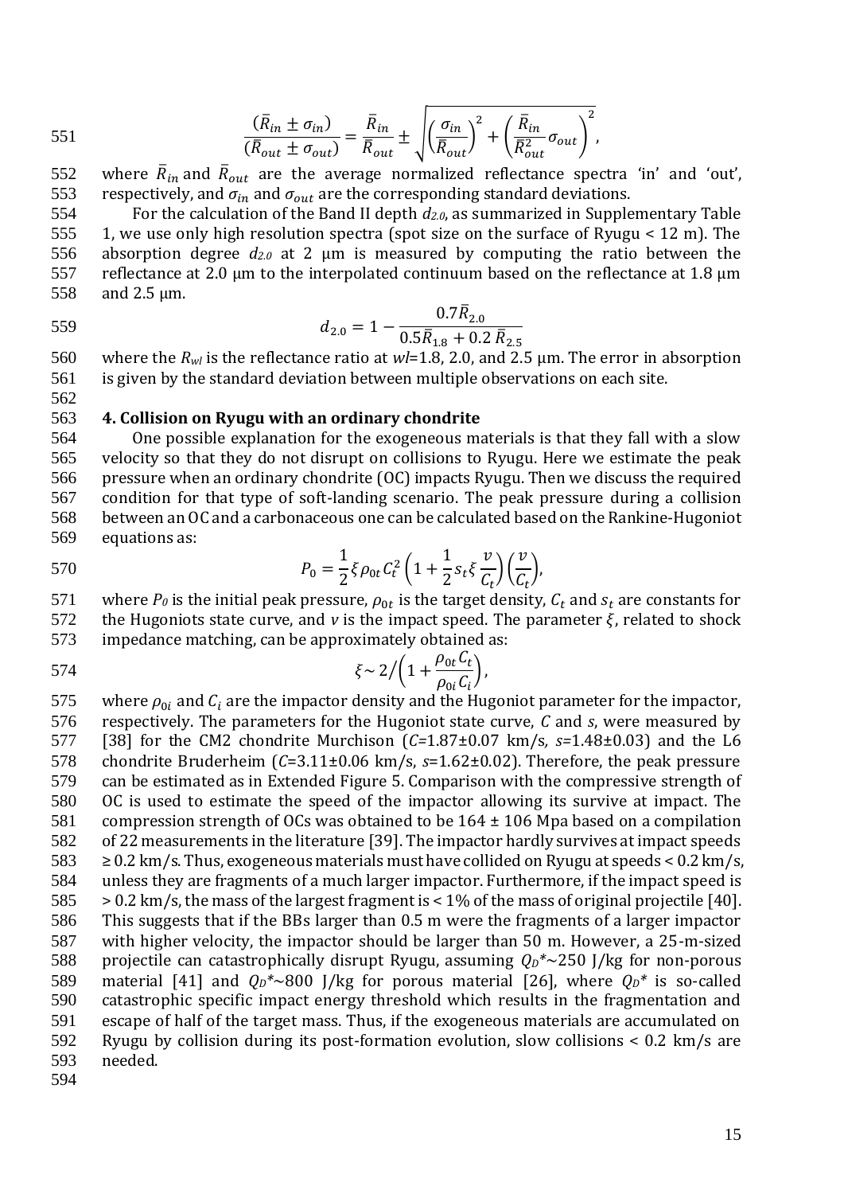$$\frac{(\bar{R}_{in} \pm \sigma_{in})}{(\bar{R}_{out} \pm \sigma_{out})} = \frac{\bar{R}_{in}}{\bar{R}_{out}} \pm \sqrt{\left(\frac{\sigma_{in}}{\bar{R}_{out}}\right)^2 + \left(\frac{\bar{R}_{in}}{\bar{R}_{out}^2}\sigma_{out}\right)^2},$$

where $\bar{R}_{in}$ and $\bar{R}_{out}$ are the average normalized reflectance spectra 'in' and 'out', respectively, and $\sigma_{in}$ and $\sigma_{out}$ are the corresponding standard deviations.

For the calculation of the Band II depth $d_{2.0}$, as summarized in Supplementary Table 1, we use only high resolution spectra (spot size on the surface of Ryugu < 12 m). The absorption degree $d_{2.0}$ at 2 μm is measured by computing the ratio between the reflectance at 2.0 μm to the interpolated continuum based on the reflectance at 1.8 μm and 2.5 μm.

$$d_{2.0} = 1 - \frac{0.7\bar{R}_{2.0}}{0.5\bar{R}_{1.8} + 0.2\,\bar{R}_{2.5}}$$

where the $R_{wl}$ is the reflectance ratio at $wl$=1.8, 2.0, and 2.5 μm. The error in absorption is given by the standard deviation between multiple observations on each site.

### 4. Collision on Ryugu with an ordinary chondrite

One possible explanation for the exogeneous materials is that they fall with a slow velocity so that they do not disrupt on collisions to Ryugu. Here we estimate the peak pressure when an ordinary chondrite (OC) impacts Ryugu. Then we discuss the required condition for that type of soft-landing scenario. The peak pressure during a collision between an OC and a carbonaceous one can be calculated based on the Rankine-Hugoniot equations as:

$$P_0 = \frac{1}{2}\xi \rho_{0t} C_t^2 \left(1 + \frac{1}{2} s_t \xi \frac{v}{C_t}\right)\left(\frac{v}{C_t}\right),$$

where $P_0$ is the initial peak pressure, $\rho_{0t}$ is the target density, $C_t$ and $s_t$ are constants for the Hugoniots state curve, and $v$ is the impact speed. The parameter $\xi$, related to shock impedance matching, can be approximately obtained as:

$$\xi \sim 2\Big/\left(1 + \frac{\rho_{0t} C_t}{\rho_{0i} C_i}\right),$$

where $\rho_{0i}$ and $C_i$ are the impactor density and the Hugoniot parameter for the impactor, respectively. The parameters for the Hugoniot state curve, $C$ and $s$, were measured by [38] for the CM2 chondrite Murchison ($C$=1.87±0.07 km/s, $s$=1.48±0.03) and the L6 chondrite Bruderheim ($C$=3.11±0.06 km/s, $s$=1.62±0.02). Therefore, the peak pressure can be estimated as in Extended Figure 5. Comparison with the compressive strength of OC is used to estimate the speed of the impactor allowing its survive at impact. The compression strength of OCs was obtained to be 164 ± 106 Mpa based on a compilation of 22 measurements in the literature [39]. The impactor hardly survives at impact speeds ≥ 0.2 km/s. Thus, exogeneous materials must have collided on Ryugu at speeds < 0.2 km/s, unless they are fragments of a much larger impactor. Furthermore, if the impact speed is > 0.2 km/s, the mass of the largest fragment is < 1% of the mass of original projectile [40]. This suggests that if the BBs larger than 0.5 m were the fragments of a larger impactor with higher velocity, the impactor should be larger than 50 m. However, a 25-m-sized projectile can catastrophically disrupt Ryugu, assuming $Q_D$*~250 J/kg for non-porous material [41] and $Q_D$*~800 J/kg for porous material [26], where $Q_D$* is so-called catastrophic specific impact energy threshold which results in the fragmentation and escape of half of the target mass. Thus, if the exogeneous materials are accumulated on Ryugu by collision during its post-formation evolution, slow collisions < 0.2 km/s are needed.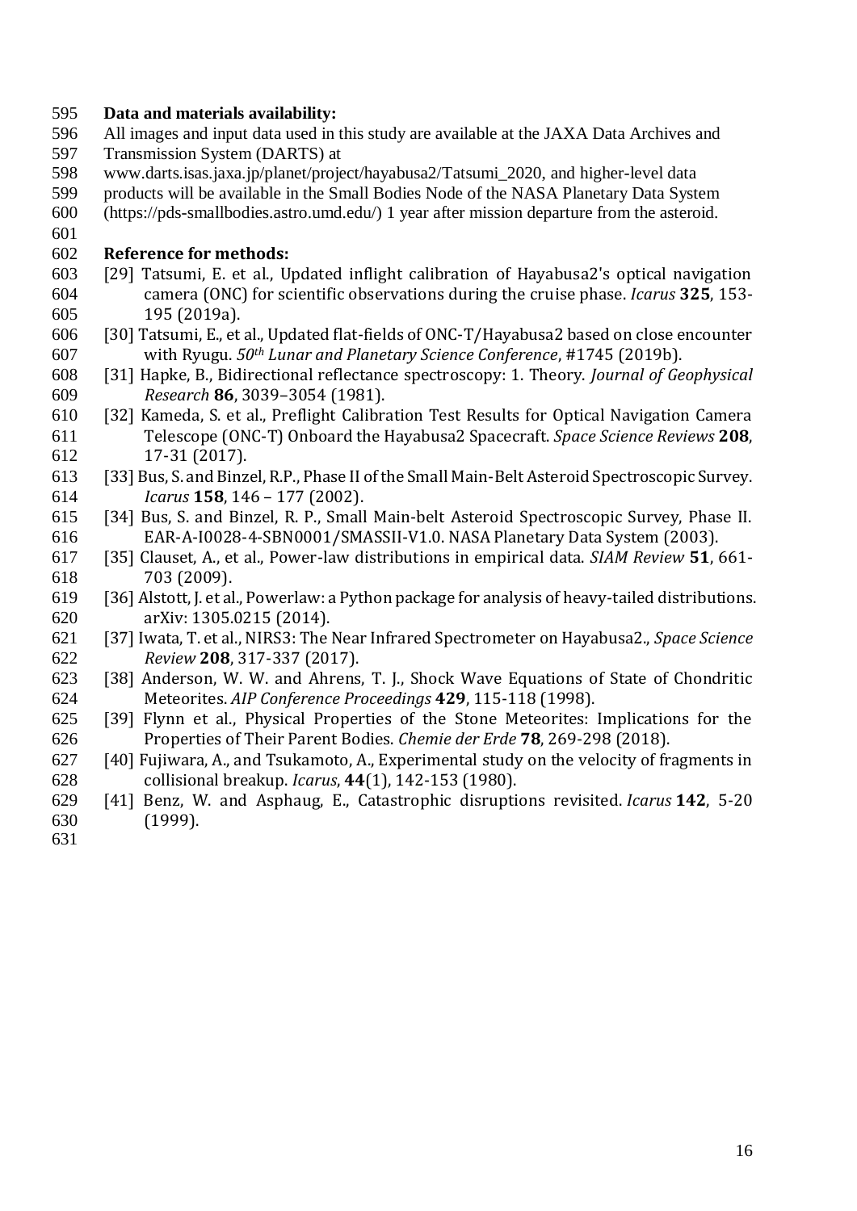**Data and materials availability:**

All images and input data used in this study are available at the JAXA Data Archives and Transmission System (DARTS) at www.darts.isas.jaxa.jp/planet/project/hayabusa2/Tatsumi_2020, and higher-level data products will be available in the Small Bodies Node of the NASA Planetary Data System (https://pds-smallbodies.astro.umd.edu/) 1 year after mission departure from the asteroid.

**Reference for methods:**

[29] Tatsumi, E. et al., Updated inflight calibration of Hayabusa2's optical navigation camera (ONC) for scientific observations during the cruise phase. *Icarus* **325**, 153-195 (2019a).

[30] Tatsumi, E., et al., Updated flat-fields of ONC-T/Hayabusa2 based on close encounter with Ryugu. *50th Lunar and Planetary Science Conference*, #1745 (2019b).

[31] Hapke, B., Bidirectional reflectance spectroscopy: 1. Theory. *Journal of Geophysical Research* **86**, 3039–3054 (1981).

[32] Kameda, S. et al., Preflight Calibration Test Results for Optical Navigation Camera Telescope (ONC-T) Onboard the Hayabusa2 Spacecraft. *Space Science Reviews* **208**, 17-31 (2017).

[33] Bus, S. and Binzel, R.P., Phase II of the Small Main-Belt Asteroid Spectroscopic Survey. *Icarus* **158**, 146 – 177 (2002).

[34] Bus, S. and Binzel, R. P., Small Main-belt Asteroid Spectroscopic Survey, Phase II. EAR-A-I0028-4-SBN0001/SMASSII-V1.0. NASA Planetary Data System (2003).

[35] Clauset, A., et al., Power-law distributions in empirical data. *SIAM Review* **51**, 661-703 (2009).

[36] Alstott, J. et al., Powerlaw: a Python package for analysis of heavy-tailed distributions. arXiv: 1305.0215 (2014).

[37] Iwata, T. et al., NIRS3: The Near Infrared Spectrometer on Hayabusa2., *Space Science Review* **208**, 317-337 (2017).

[38] Anderson, W. W. and Ahrens, T. J., Shock Wave Equations of State of Chondritic Meteorites. *AIP Conference Proceedings* **429**, 115-118 (1998).

[39] Flynn et al., Physical Properties of the Stone Meteorites: Implications for the Properties of Their Parent Bodies. *Chemie der Erde* **78**, 269-298 (2018).

[40] Fujiwara, A., and Tsukamoto, A., Experimental study on the velocity of fragments in collisional breakup. *Icarus*, **44**(1), 142-153 (1980).

[41] Benz, W. and Asphaug, E., Catastrophic disruptions revisited. *Icarus* **142**, 5-20 (1999).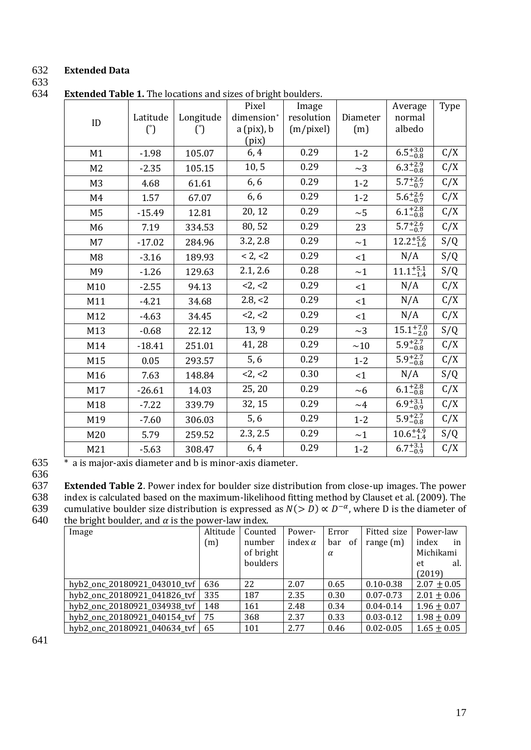**Extended Data**

**Extended Table 1.** The locations and sizes of bright boulders.

| ID | Latitude (˚) | Longitude (˚) | Pixel dimension* a (pix), b (pix) | Image resolution (m/pixel) | Diameter (m) | Average normal albedo | Type |
|---|---|---|---|---|---|---|---|
| M1 | -1.98 | 105.07 | 6, 4 | 0.29 | 1-2 | $6.5^{+3.0}_{-0.8}$ | C/X |
| M2 | -2.35 | 105.15 | 10, 5 | 0.29 | ~3 | $6.3^{+2.9}_{-0.8}$ | C/X |
| M3 | 4.68 | 61.61 | 6, 6 | 0.29 | 1-2 | $5.7^{+2.6}_{-0.7}$ | C/X |
| M4 | 1.57 | 67.07 | 6, 6 | 0.29 | 1-2 | $5.6^{+2.6}_{-0.7}$ | C/X |
| M5 | -15.49 | 12.81 | 20, 12 | 0.29 | ~5 | $6.1^{+2.8}_{-0.8}$ | C/X |
| M6 | 7.19 | 334.53 | 80, 52 | 0.29 | 23 | $5.7^{+2.6}_{-0.7}$ | C/X |
| M7 | -17.02 | 284.96 | 3.2, 2.8 | 0.29 | ~1 | $12.2^{+5.6}_{-1.6}$ | S/Q |
| M8 | -3.16 | 189.93 | < 2, <2 | 0.29 | <1 | N/A | S/Q |
| M9 | -1.26 | 129.63 | 2.1, 2.6 | 0.28 | ~1 | $11.1^{+5.1}_{-1.4}$ | S/Q |
| M10 | -2.55 | 94.13 | <2, <2 | 0.29 | <1 | N/A | C/X |
| M11 | -4.21 | 34.68 | 2.8, <2 | 0.29 | <1 | N/A | C/X |
| M12 | -4.63 | 34.45 | <2, <2 | 0.29 | <1 | N/A | C/X |
| M13 | -0.68 | 22.12 | 13, 9 | 0.29 | ~3 | $15.1^{+7.0}_{-2.0}$ | S/Q |
| M14 | -18.41 | 251.01 | 41, 28 | 0.29 | ~10 | $5.9^{+2.7}_{-0.8}$ | C/X |
| M15 | 0.05 | 293.57 | 5, 6 | 0.29 | 1-2 | $5.9^{+2.7}_{-0.8}$ | C/X |
| M16 | 7.63 | 148.84 | <2, <2 | 0.30 | <1 | N/A | S/Q |
| M17 | -26.61 | 14.03 | 25, 20 | 0.29 | ~6 | $6.1^{+2.8}_{-0.8}$ | C/X |
| M18 | -7.22 | 339.79 | 32, 15 | 0.29 | ~4 | $6.9^{+3.1}_{-0.9}$ | C/X |
| M19 | -7.60 | 306.03 | 5, 6 | 0.29 | 1-2 | $5.9^{+2.7}_{-0.8}$ | C/X |
| M20 | 5.79 | 259.52 | 2.3, 2.5 | 0.29 | ~1 | $10.6^{+4.9}_{-1.4}$ | S/Q |
| M21 | -5.63 | 308.47 | 6, 4 | 0.29 | 1-2 | $6.7^{+3.1}_{-0.9}$ | C/X |

* a is major-axis diameter and b is minor-axis diameter.

**Extended Table 2**. Power index for boulder size distribution from close-up images. The power index is calculated based on the maximum-likelihood fitting method by Clauset et al. (2009). The cumulative boulder size distribution is expressed as $N(>D) \propto D^{-\alpha}$, where D is the diameter of the bright boulder, and $\alpha$ is the power-law index.

| Image | Altitude (m) | Counted number of bright boulders | Power-index $\alpha$ | Error bar of $\alpha$ | Fitted size range (m) | Power-law index in Michikami et al. (2019) |
|---|---|---|---|---|---|---|
| hyb2_onc_20180921_043010_tvf | 636 | 22 | 2.07 | 0.65 | 0.10-0.38 | $2.07 \pm 0.05$ |
| hyb2_onc_20180921_041826_tvf | 335 | 187 | 2.35 | 0.30 | 0.07-0.73 | $2.01 \pm 0.06$ |
| hyb2_onc_20180921_034938_tvf | 148 | 161 | 2.48 | 0.34 | 0.04-0.14 | $1.96 \pm 0.07$ |
| hyb2_onc_20180921_040154_tvf | 75 | 368 | 2.37 | 0.33 | 0.03-0.12 | $1.98 \pm 0.09$ |
| hyb2_onc_20180921_040634_tvf | 65 | 101 | 2.77 | 0.46 | 0.02-0.05 | $1.65 \pm 0.05$ |